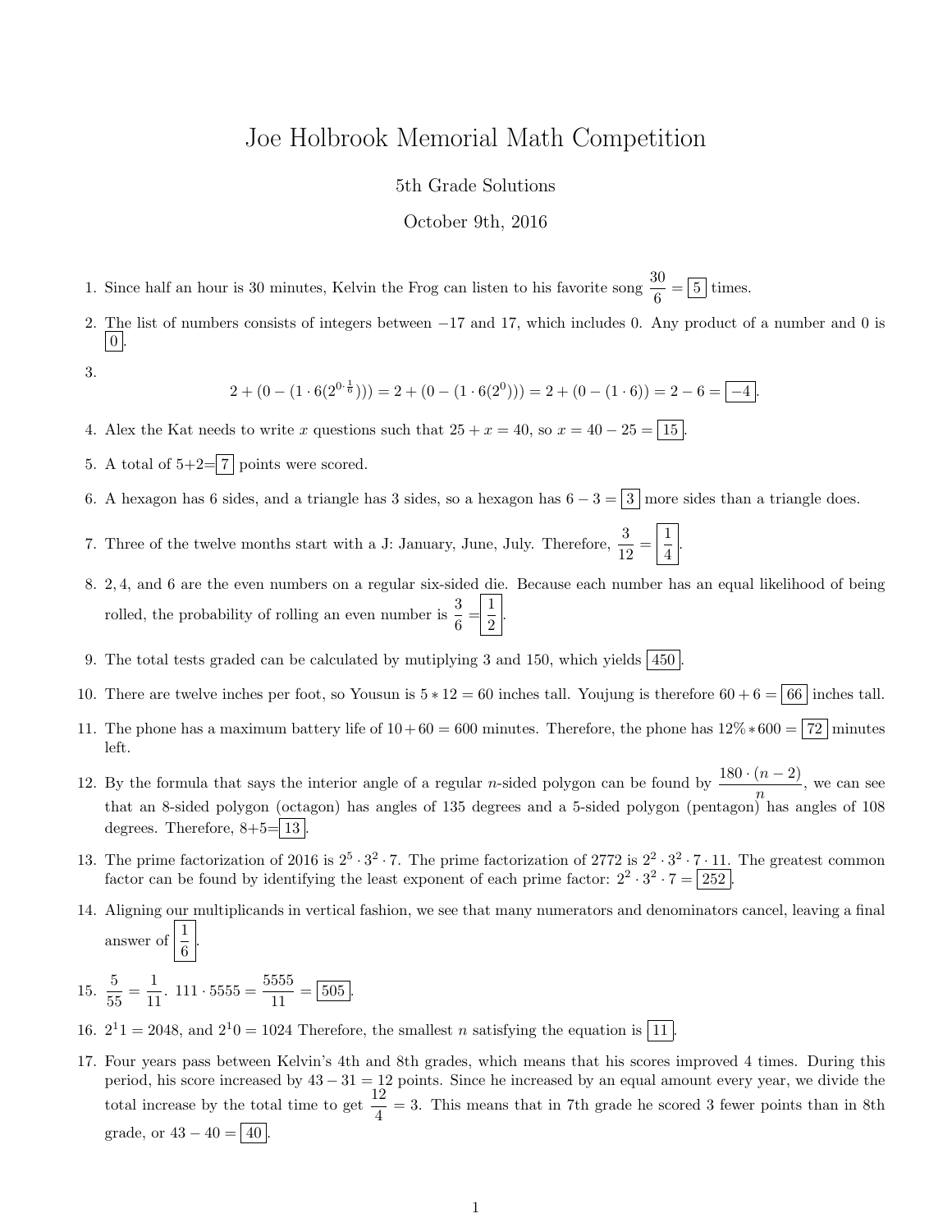# Joe Holbrook Memorial Math Competition

5th Grade Solutions

October 9th, 2016

1. Since half an hour is 30 minutes, Kelvin the Frog can listen to his favorite song $\frac{30}{6} = \boxed{5}$ times.

2. The list of numbers consists of integers between $-17$ and 17, which includes 0. Any product of a number and 0 is $\boxed{0}$.

3. $$2 + (0 - (1 \cdot 6(2^{0 \cdot \frac{1}{6}}))) = 2 + (0 - (1 \cdot 6(2^0))) = 2 + (0 - (1 \cdot 6)) = 2 - 6 = \boxed{-4}.$$

4. Alex the Kat needs to write $x$ questions such that $25 + x = 40$, so $x = 40 - 25 = \boxed{15}$.

5. A total of $5+2=\boxed{7}$ points were scored.

6. A hexagon has 6 sides, and a triangle has 3 sides, so a hexagon has $6 - 3 = \boxed{3}$ more sides than a triangle does.

7. Three of the twelve months start with a J: January, June, July. Therefore, $\frac{3}{12} = \boxed{\frac{1}{4}}$.

8. $2, 4$, and 6 are the even numbers on a regular six-sided die. Because each number has an equal likelihood of being rolled, the probability of rolling an even number is $\frac{3}{6} = \boxed{\frac{1}{2}}$.

9. The total tests graded can be calculated by mutiplying 3 and 150, which yields $\boxed{450}$.

10. There are twelve inches per foot, so Yousun is $5 * 12 = 60$ inches tall. Youjung is therefore $60 + 6 = \boxed{66}$ inches tall.

11. The phone has a maximum battery life of $10 + 60 = 600$ minutes. Therefore, the phone has $12\% * 600 = \boxed{72}$ minutes left.

12. By the formula that says the interior angle of a regular $n$-sided polygon can be found by $\frac{180 \cdot (n-2)}{n}$, we can see that an 8-sided polygon (octagon) has angles of 135 degrees and a 5-sided polygon (pentagon) has angles of 108 degrees. Therefore, $8+5=\boxed{13}$.

13. The prime factorization of 2016 is $2^5 \cdot 3^2 \cdot 7$. The prime factorization of 2772 is $2^2 \cdot 3^2 \cdot 7 \cdot 11$. The greatest common factor can be found by identifying the least exponent of each prime factor: $2^2 \cdot 3^2 \cdot 7 = \boxed{252}$.

14. Aligning our multiplicands in vertical fashion, we see that many numerators and denominators cancel, leaving a final answer of $\boxed{\frac{1}{6}}$.

15. $\frac{5}{55} = \frac{1}{11}$. $111 \cdot 5555 = \frac{5555}{11} = \boxed{505}$.

16. $2^11 = 2048$, and $2^10 = 1024$ Therefore, the smallest $n$ satisfying the equation is $\boxed{11}$.

17. Four years pass between Kelvin's 4th and 8th grades, which means that his scores improved 4 times. During this period, his score increased by $43 - 31 = 12$ points. Since he increased by an equal amount every year, we divide the total increase by the total time to get $\frac{12}{4} = 3$. This means that in 7th grade he scored 3 fewer points than in 8th grade, or $43 - 40 = \boxed{40}$.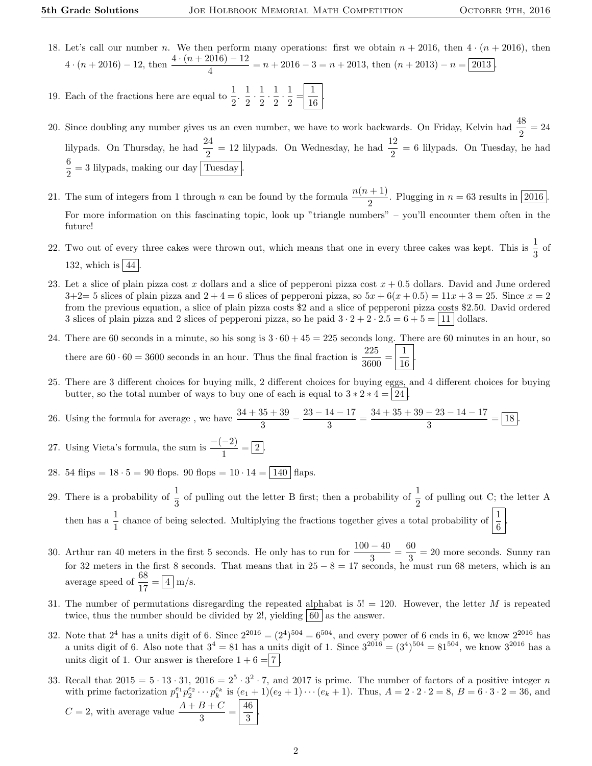18. Let's call our number $n$. We then perform many operations: first we obtain $n + 2016$, then $4 \cdot (n + 2016)$, then $4 \cdot (n + 2016) - 12$, then $\dfrac{4 \cdot (n + 2016) - 12}{4} = n + 2016 - 3 = n + 2013$, then $(n + 2013) - n = \boxed{2013}$.

19. Each of the fractions here are equal to $\frac{1}{2}$. $\frac{1}{2} \cdot \frac{1}{2} \cdot \frac{1}{2} \cdot \frac{1}{2} = \boxed{\frac{1}{16}}$.

20. Since doubling any number gives us an even number, we have to work backwards. On Friday, Kelvin had $\frac{48}{2} = 24$ lilypads. On Thursday, he had $\frac{24}{2} = 12$ lilypads. On Wednesday, he had $\frac{12}{2} = 6$ lilypads. On Tuesday, he had $\frac{6}{2} = 3$ lilypads, making our day $\boxed{\text{Tuesday}}$.

21. The sum of integers from 1 through $n$ can be found by the formula $\dfrac{n(n+1)}{2}$. Plugging in $n = 63$ results in $\boxed{2016}$. For more information on this fascinating topic, look up "triangle numbers" – you'll encounter them often in the future!

22. Two out of every three cakes were thrown out, which means that one in every three cakes was kept. This is $\frac{1}{3}$ of 132, which is $\boxed{44}$.

23. Let a slice of plain pizza cost $x$ dollars and a slice of pepperoni pizza cost $x + 0.5$ dollars. David and June ordered 3+2= 5 slices of plain pizza and $2 + 4 = 6$ slices of pepperoni pizza, so $5x + 6(x + 0.5) = 11x + 3 = 25$. Since $x = 2$ from the previous equation, a slice of plain pizza costs \$2 and a slice of pepperoni pizza costs \$2.50. David ordered 3 slices of plain pizza and 2 slices of pepperoni pizza, so he paid $3 \cdot 2 + 2 \cdot 2.5 = 6 + 5 = \boxed{11}$ dollars.

24. There are 60 seconds in a minute, so his song is $3 \cdot 60 + 45 = 225$ seconds long. There are 60 minutes in an hour, so there are $60 \cdot 60 = 3600$ seconds in an hour. Thus the final fraction is $\dfrac{225}{3600} = \boxed{\dfrac{1}{16}}$.

25. There are 3 different choices for buying milk, 2 different choices for buying eggs, and 4 different choices for buying butter, so the total number of ways to buy one of each is equal to $3 * 2 * 4 = \boxed{24}$.

26. Using the formula for average , we have $\dfrac{34+35+39}{3} - \dfrac{23-14-17}{3} = \dfrac{34+35+39-23-14-17}{3} = \boxed{18}$.

27. Using Vieta's formula, the sum is $\dfrac{-(-2)}{1} = \boxed{2}$.

28. 54 flips $= 18 \cdot 5 = 90$ flops. 90 flops $= 10 \cdot 14 = \boxed{140}$ flaps.

29. There is a probability of $\frac{1}{3}$ of pulling out the letter B first; then a probability of $\frac{1}{2}$ of pulling out C; the letter A then has a $\frac{1}{1}$ chance of being selected. Multiplying the fractions together gives a total probability of $\boxed{\frac{1}{6}}$.

30. Arthur ran 40 meters in the first 5 seconds. He only has to run for $\dfrac{100-40}{3} = \dfrac{60}{3} = 20$ more seconds. Sunny ran for 32 meters in the first 8 seconds. That means that in $25 - 8 = 17$ seconds, he must run 68 meters, which is an average speed of $\dfrac{68}{17} = \boxed{4}$ m/s.

31. The number of permutations disregarding the repeated alphabat is $5! = 120$. However, the letter $M$ is repeated twice, thus the number should be divided by $2!$, yielding $\boxed{60}$ as the answer.

32. Note that $2^4$ has a units digit of 6. Since $2^{2016} = (2^4)^{504} = 6^{504}$, and every power of 6 ends in 6, we know $2^{2016}$ has a units digit of 6. Also note that $3^4 = 81$ has a units digit of 1. Since $3^{2016} = (3^4)^{504} = 81^{504}$, we know $3^{2016}$ has a units digit of 1. Our answer is therefore $1 + 6 = \boxed{7}$.

33. Recall that $2015 = 5 \cdot 13 \cdot 31$, $2016 = 2^5 \cdot 3^2 \cdot 7$, and 2017 is prime. The number of factors of a positive integer $n$ with prime factorization $p_1^{e_1} p_2^{e_2} \cdots p_k^{e_k}$ is $(e_1 + 1)(e_2 + 1) \cdots (e_k + 1)$. Thus, $A = 2 \cdot 2 \cdot 2 = 8$, $B = 6 \cdot 3 \cdot 2 = 36$, and $C = 2$, with average value $\dfrac{A + B + C}{3} = \boxed{\dfrac{46}{3}}$.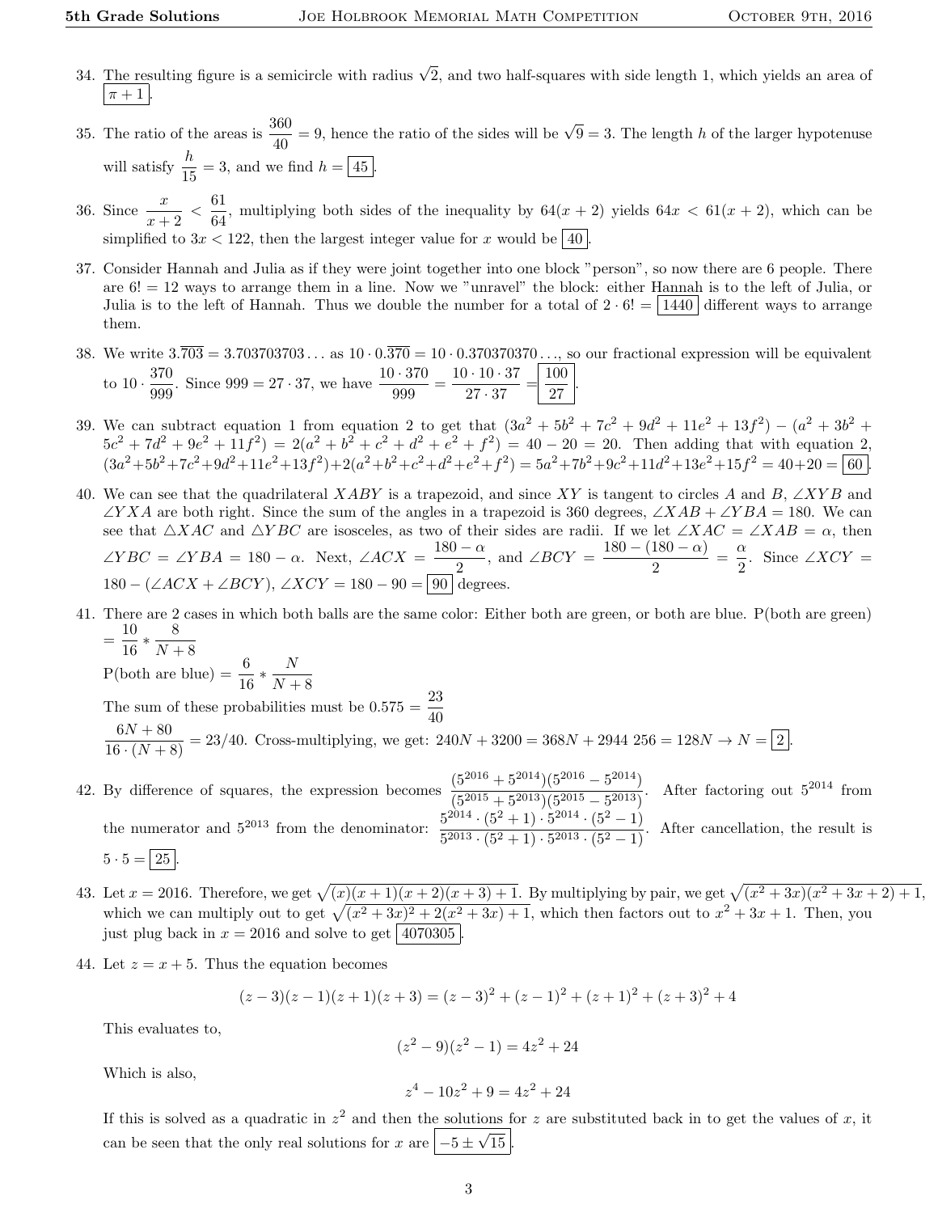34. The resulting figure is a semicircle with radius $\sqrt{2}$, and two half-squares with side length 1, which yields an area of $\boxed{\pi + 1}$.

35. The ratio of the areas is $\frac{360}{40} = 9$, hence the ratio of the sides will be $\sqrt{9} = 3$. The length $h$ of the larger hypotenuse will satisfy $\frac{h}{15} = 3$, and we find $h = \boxed{45}$.

36. Since $\frac{x}{x+2} < \frac{61}{64}$, multiplying both sides of the inequality by $64(x+2)$ yields $64x < 61(x+2)$, which can be simplified to $3x < 122$, then the largest integer value for $x$ would be $\boxed{40}$.

37. Consider Hannah and Julia as if they were joint together into one block "person", so now there are 6 people. There are $6! = 12$ ways to arrange them in a line. Now we "unravel" the block: either Hannah is to the left of Julia, or Julia is to the left of Hannah. Thus we double the number for a total of $2 \cdot 6! = \boxed{1440}$ different ways to arrange them.

38. We write $3.\overline{703} = 3.703703703\ldots$ as $10 \cdot 0.\overline{370} = 10 \cdot 0.370370370\ldots$, so our fractional expression will be equivalent to $10 \cdot \frac{370}{999}$. Since $999 = 27 \cdot 37$, we have $\frac{10 \cdot 370}{999} = \frac{10 \cdot 10 \cdot 37}{27 \cdot 37} = \boxed{\frac{100}{27}}$.

39. We can subtract equation 1 from equation 2 to get that $(3a^2 + 5b^2 + 7c^2 + 9d^2 + 11e^2 + 13f^2) - (a^2 + 3b^2 + 5c^2 + 7d^2 + 9e^2 + 11f^2) = 2(a^2 + b^2 + c^2 + d^2 + e^2 + f^2) = 40 - 20 = 20$. Then adding that with equation 2, $(3a^2+5b^2+7c^2+9d^2+11e^2+13f^2)+2(a^2+b^2+c^2+d^2+e^2+f^2) = 5a^2+7b^2+9c^2+11d^2+13e^2+15f^2 = 40+20 = \boxed{60}$.

40. We can see that the quadrilateral $XABY$ is a trapezoid, and since $XY$ is tangent to circles $A$ and $B$, $\angle XYB$ and $\angle YXA$ are both right. Since the sum of the angles in a trapezoid is 360 degrees, $\angle XAB + \angle YBA = 180$. We can see that $\triangle XAC$ and $\triangle YBC$ are isosceles, as two of their sides are radii. If we let $\angle XAC = \angle XAB = \alpha$, then $\angle YBC = \angle YBA = 180 - \alpha$. Next, $\angle ACX = \frac{180 - \alpha}{2}$, and $\angle BCY = \frac{180 - (180 - \alpha)}{2} = \frac{\alpha}{2}$. Since $\angle XCY = 180 - (\angle ACX + \angle BCY)$, $\angle XCY = 180 - 90 = \boxed{90}$ degrees.

41. There are 2 cases in which both balls are the same color: Either both are green, or both are blue. P(both are green) $= \frac{10}{16} * \frac{8}{N+8}$

    P(both are blue) $= \frac{6}{16} * \frac{N}{N+8}$

    The sum of these probabilities must be $0.575 = \frac{23}{40}$

    $\frac{6N + 80}{16 \cdot (N+8)} = 23/40$. Cross-multiplying, we get: $240N + 3200 = 368N + 2944$ $256 = 128N \rightarrow N = \boxed{2}$.

42. By difference of squares, the expression becomes $\frac{(5^{2016} + 5^{2014})(5^{2016} - 5^{2014})}{(5^{2015} + 5^{2013})(5^{2015} - 5^{2013})}$. After factoring out $5^{2014}$ from the numerator and $5^{2013}$ from the denominator: $\frac{5^{2014} \cdot (5^2 + 1) \cdot 5^{2014} \cdot (5^2 - 1)}{5^{2013} \cdot (5^2 + 1) \cdot 5^{2013} \cdot (5^2 - 1)}$. After cancellation, the result is $5 \cdot 5 = \boxed{25}$.

43. Let $x = 2016$. Therefore, we get $\sqrt{(x)(x+1)(x+2)(x+3) + 1}$. By multiplying by pair, we get $\sqrt{(x^2 + 3x)(x^2 + 3x + 2) + 1}$, which we can multiply out to get $\sqrt{(x^2 + 3x)^2 + 2(x^2 + 3x) + 1}$, which then factors out to $x^2 + 3x + 1$. Then, you just plug back in $x = 2016$ and solve to get $\boxed{4070305}$.

44. Let $z = x + 5$. Thus the equation becomes

$$(z-3)(z-1)(z+1)(z+3) = (z-3)^2 + (z-1)^2 + (z+1)^2 + (z+3)^2 + 4$$

This evaluates to,

$$(z^2 - 9)(z^2 - 1) = 4z^2 + 24$$

Which is also,

$$z^4 - 10z^2 + 9 = 4z^2 + 24$$

If this is solved as a quadratic in $z^2$ and then the solutions for $z$ are substituted back in to get the values of $x$, it can be seen that the only real solutions for $x$ are $\boxed{-5 \pm \sqrt{15}}$.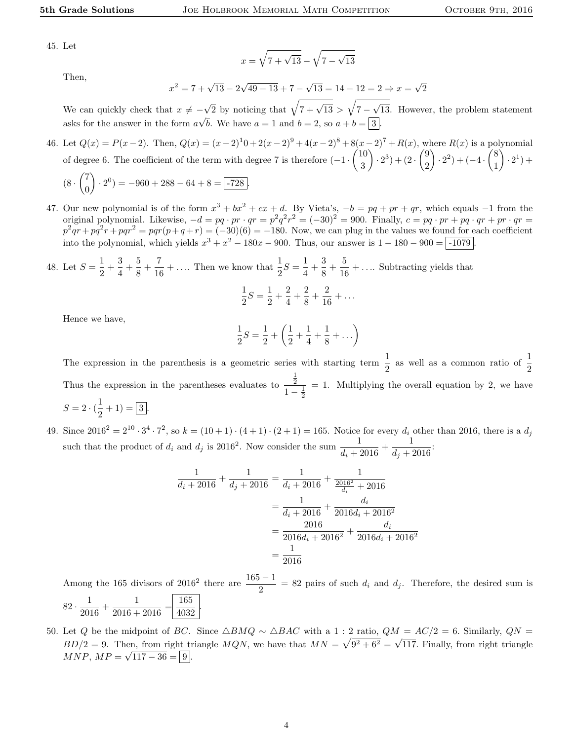45. Let

$$x = \sqrt{7+\sqrt{13}} - \sqrt{7-\sqrt{13}}$$

Then,

$$x^2 = 7+\sqrt{13} - 2\sqrt{49-13} + 7 - \sqrt{13} = 14 - 12 = 2 \Rightarrow x = \sqrt{2}$$

We can quickly check that $x \neq -\sqrt{2}$ by noticing that $\sqrt{7+\sqrt{13}} > \sqrt{7-\sqrt{13}}$. However, the problem statement asks for the answer in the form $a\sqrt{b}$. We have $a = 1$ and $b = 2$, so $a + b = \boxed{3}$.

46. Let $Q(x) = P(x-2)$. Then, $Q(x) = (x-2)^1 0 + 2(x-2)^9 + 4(x-2)^8 + 8(x-2)^7 + R(x)$, where $R(x)$ is a polynomial of degree 6. The coefficient of the term with degree 7 is therefore $(-1 \cdot \binom{10}{3} \cdot 2^3) + (2 \cdot \binom{9}{2} \cdot 2^2) + (-4 \cdot \binom{8}{1} \cdot 2^1) + (8 \cdot \binom{7}{0} \cdot 2^0) = -960 + 288 - 64 + 8 = \boxed{-728}$.

47. Our new polynomial is of the form $x^3 + bx^2 + cx + d$. By Vieta's, $-b = pq + pr + qr$, which equals $-1$ from the original polynomial. Likewise, $-d = pq \cdot pr \cdot qr = p^2q^2r^2 = (-30)^2 = 900$. Finally, $c = pq \cdot pr + pq \cdot qr + pr \cdot qr = p^2qr + pq^2r + pqr^2 = pqr(p+q+r) = (-30)(6) = -180$. Now, we can plug in the values we found for each coefficient into the polynomial, which yields $x^3 + x^2 - 180x - 900$. Thus, our answer is $1 - 180 - 900 = \boxed{-1079}$.

48. Let $S = \frac{1}{2} + \frac{3}{4} + \frac{5}{8} + \frac{7}{16} + \ldots$. Then we know that $\frac{1}{2}S = \frac{1}{4} + \frac{3}{8} + \frac{5}{16} + \ldots$. Subtracting yields that

$$\frac{1}{2}S = \frac{1}{2} + \frac{2}{4} + \frac{2}{8} + \frac{2}{16} + \ldots$$

Hence we have,

$$\frac{1}{2}S = \frac{1}{2} + \left(\frac{1}{2} + \frac{1}{4} + \frac{1}{8} + \ldots\right)$$

The expression in the parenthesis is a geometric series with starting term $\frac{1}{2}$ as well as a common ratio of $\frac{1}{2}$ Thus the expression in the parentheses evaluates to $\frac{\frac{1}{2}}{1-\frac{1}{2}} = 1$. Multiplying the overall equation by 2, we have $S = 2 \cdot (\frac{1}{2} + 1) = \boxed{3}$.

49. Since $2016^2 = 2^{10} \cdot 3^4 \cdot 7^2$, so $k = (10+1)\cdot(4+1)\cdot(2+1) = 165$. Notice for every $d_i$ other than 2016, there is a $d_j$ such that the product of $d_i$ and $d_j$ is $2016^2$. Now consider the sum $\frac{1}{d_i + 2016} + \frac{1}{d_j + 2016}$:

$$\begin{aligned}
\frac{1}{d_i+2016} + \frac{1}{d_j+2016} &= \frac{1}{d_i+2016} + \frac{1}{\frac{2016^2}{d_i} + 2016} \\
&= \frac{1}{d_i+2016} + \frac{d_i}{2016d_i + 2016^2} \\
&= \frac{2016}{2016d_i + 2016^2} + \frac{d_i}{2016d_i + 2016^2} \\
&= \frac{1}{2016}
\end{aligned}$$

Among the 165 divisors of $2016^2$ there are $\frac{165-1}{2} = 82$ pairs of such $d_i$ and $d_j$. Therefore, the desired sum is $82 \cdot \frac{1}{2016} + \frac{1}{2016+2016} = \boxed{\frac{165}{4032}}$.

50. Let $Q$ be the midpoint of $BC$. Since $\triangle BMQ \sim \triangle BAC$ with a $1:2$ ratio, $QM = AC/2 = 6$. Similarly, $QN = BD/2 = 9$. Then, from right triangle $MQN$, we have that $MN = \sqrt{9^2 + 6^2} = \sqrt{117}$. Finally, from right triangle $MNP$, $MP = \sqrt{117 - 36} = \boxed{9}$.